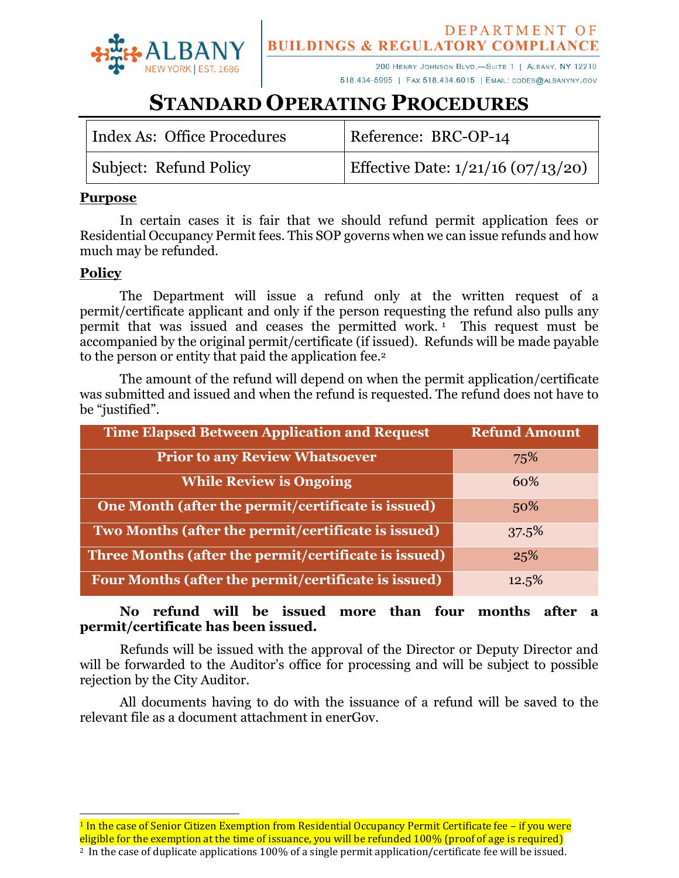ALBANY
NEW YORK | EST. 1686

DEPARTMENT OF
BUILDINGS & REGULATORY COMPLIANCE

200 Henry Johnson Blvd.—Suite 1 | Albany, NY 12210
518.434-5995 | Fax 518.434.6015 | Email: codes@albanyny.gov

# STANDARD OPERATING PROCEDURES

| Index As: Office Procedures | Reference: BRC-OP-14 |
|---|---|
| Subject: Refund Policy | Effective Date: 1/21/16 (07/13/20) |

## Purpose

In certain cases it is fair that we should refund permit application fees or Residential Occupancy Permit fees. This SOP governs when we can issue refunds and how much may be refunded.

## Policy

The Department will issue a refund only at the written request of a permit/certificate applicant and only if the person requesting the refund also pulls any permit that was issued and ceases the permitted work.[1] This request must be accompanied by the original permit/certificate (if issued). Refunds will be made payable to the person or entity that paid the application fee.[2]

The amount of the refund will depend on when the permit application/certificate was submitted and issued and when the refund is requested. The refund does not have to be "justified".

| Time Elapsed Between Application and Request | Refund Amount |
|---|---|
| Prior to any Review Whatsoever | 75% |
| While Review is Ongoing | 60% |
| One Month (after the permit/certificate is issued) | 50% |
| Two Months (after the permit/certificate is issued) | 37.5% |
| Three Months (after the permit/certificate is issued) | 25% |
| Four Months (after the permit/certificate is issued) | 12.5% |

**No refund will be issued more than four months after a permit/certificate has been issued.**

Refunds will be issued with the approval of the Director or Deputy Director and will be forwarded to the Auditor's office for processing and will be subject to possible rejection by the City Auditor.

All documents having to do with the issuance of a refund will be saved to the relevant file as a document attachment in enerGov.

---

[1] In the case of Senior Citizen Exemption from Residential Occupancy Permit Certificate fee – if you were eligible for the exemption at the time of issuance, you will be refunded 100% (proof of age is required)

[2] In the case of duplicate applications 100% of a single permit application/certificate fee will be issued.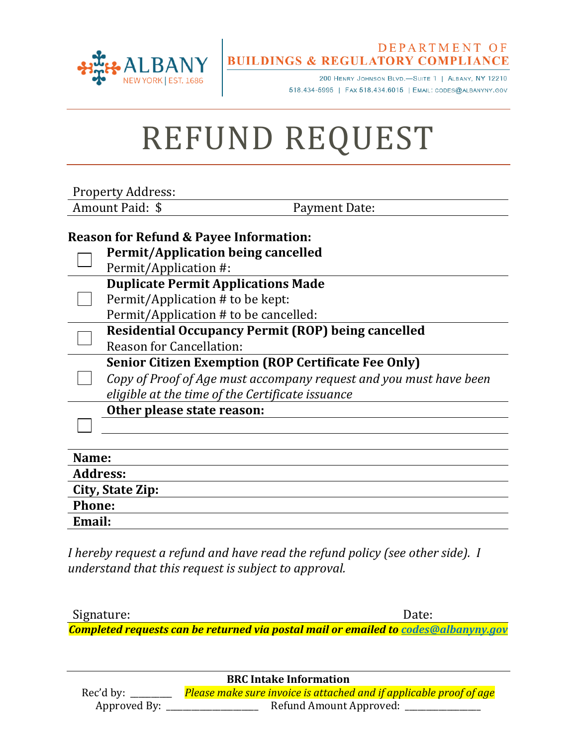ALBANY
NEW YORK | EST. 1686

DEPARTMENT OF
BUILDINGS & REGULATORY COMPLIANCE

200 Henry Johnson Blvd.—Suite 1 | Albany, NY 12210
518.434-5995 | Fax 518.434.6015 | Email: codes@albanyny.gov

# REFUND REQUEST

Property Address:

Amount Paid: $ Payment Date:

**Reason for Refund & Payee Information:**

- ☐ **Permit/Application being cancelled**
  Permit/Application #:
- ☐ **Duplicate Permit Applications Made**
  Permit/Application # to be kept:
  Permit/Application # to be cancelled:
- ☐ **Residential Occupancy Permit (ROP) being cancelled**
  Reason for Cancellation:
- ☐ **Senior Citizen Exemption (ROP Certificate Fee Only)**
  *Copy of Proof of Age must accompany request and you must have been eligible at the time of the Certificate issuance*
- ☐ **Other please state reason:**

**Name:**

**Address:**

**City, State Zip:**

**Phone:**

**Email:**

*I hereby request a refund and have read the refund policy (see other side). I understand that this request is subject to approval.*

Signature: Date:

***Completed requests can be returned via postal mail or emailed to codes@albanyny.gov***

**BRC Intake Information**

Rec'd by: ________ *Please make sure invoice is attached and if applicable proof of age*

Approved By: ____________________ Refund Amount Approved: ________________